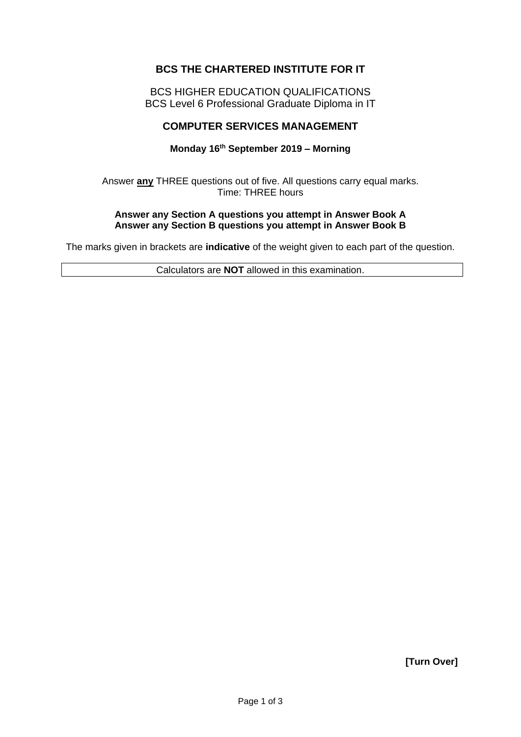# BCS THE CHARTERED INSTITUTE FOR IT

BCS HIGHER EDUCATION QUALIFICATIONS
BCS Level 6 Professional Graduate Diploma in IT

## COMPUTER SERVICES MANAGEMENT

**Monday 16th September 2019 – Morning**

Answer **any** THREE questions out of five. All questions carry equal marks.
Time: THREE hours

**Answer any Section A questions you attempt in Answer Book A**
**Answer any Section B questions you attempt in Answer Book B**

The marks given in brackets are **indicative** of the weight given to each part of the question.

Calculators are **NOT** allowed in this examination.

**[Turn Over]**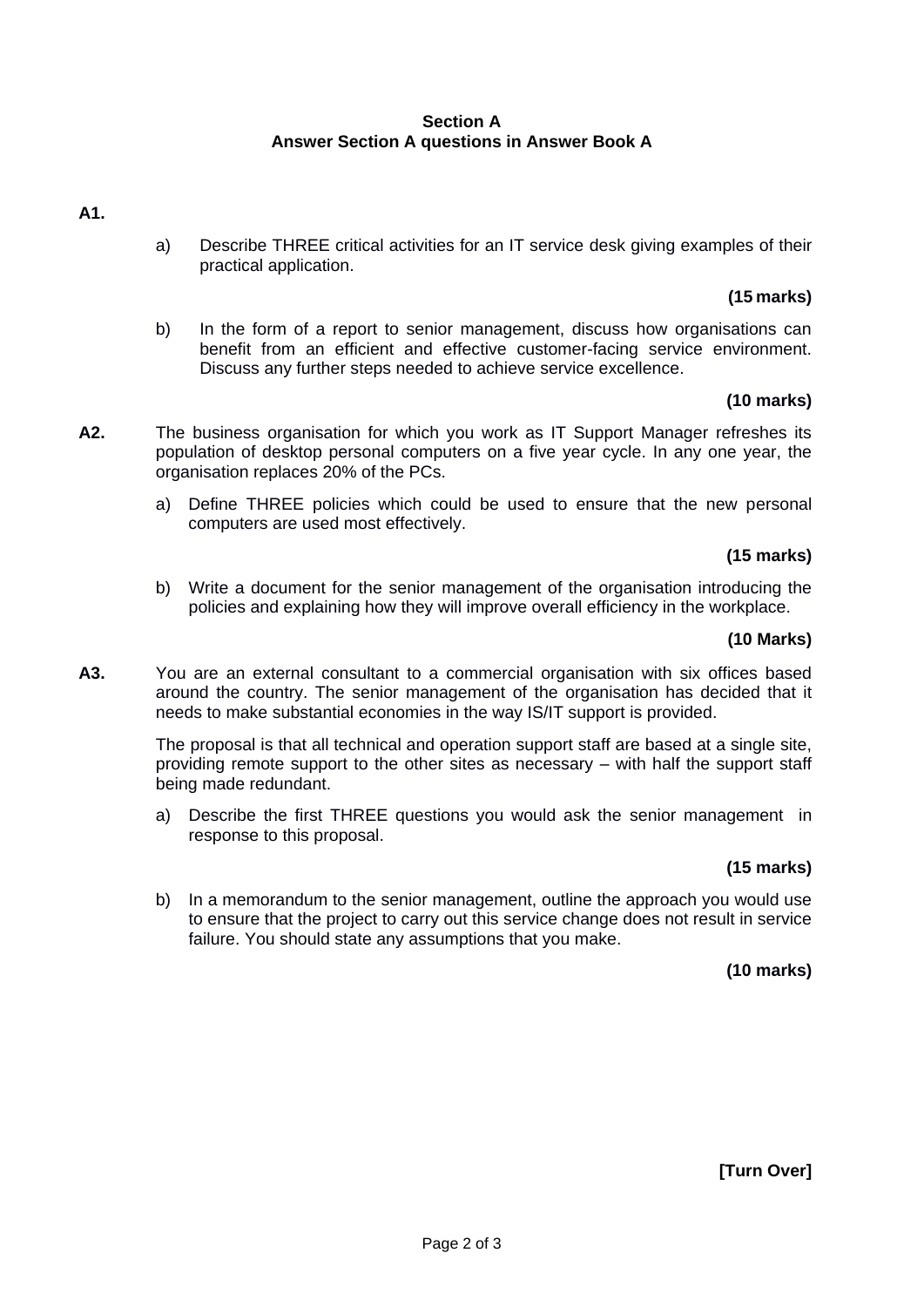## Section A
## Answer Section A questions in Answer Book A

**A1.**

a) Describe THREE critical activities for an IT service desk giving examples of their practical application.

**(15 marks)**

b) In the form of a report to senior management, discuss how organisations can benefit from an efficient and effective customer-facing service environment. Discuss any further steps needed to achieve service excellence.

**(10 marks)**

**A2.** The business organisation for which you work as IT Support Manager refreshes its population of desktop personal computers on a five year cycle. In any one year, the organisation replaces 20% of the PCs.

a) Define THREE policies which could be used to ensure that the new personal computers are used most effectively.

**(15 marks)**

b) Write a document for the senior management of the organisation introducing the policies and explaining how they will improve overall efficiency in the workplace.

**(10 Marks)**

**A3.** You are an external consultant to a commercial organisation with six offices based around the country. The senior management of the organisation has decided that it needs to make substantial economies in the way IS/IT support is provided.

The proposal is that all technical and operation support staff are based at a single site, providing remote support to the other sites as necessary – with half the support staff being made redundant.

a) Describe the first THREE questions you would ask the senior management in response to this proposal.

**(15 marks)**

b) In a memorandum to the senior management, outline the approach you would use to ensure that the project to carry out this service change does not result in service failure. You should state any assumptions that you make.

**(10 marks)**

**[Turn Over]**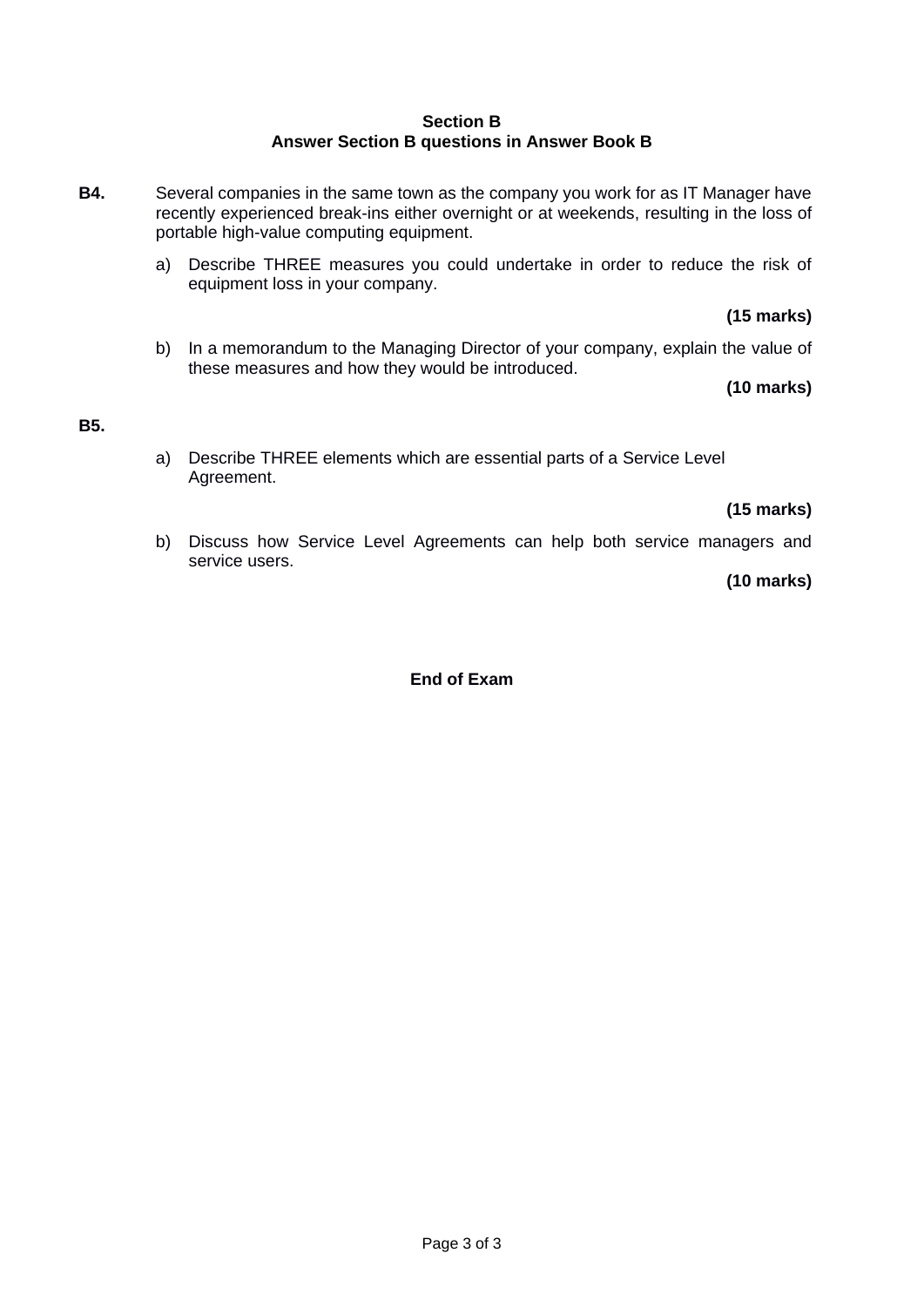**Section B**
**Answer Section B questions in Answer Book B**

**B4.** Several companies in the same town as the company you work for as IT Manager have recently experienced break-ins either overnight or at weekends, resulting in the loss of portable high-value computing equipment.

a) Describe THREE measures you could undertake in order to reduce the risk of equipment loss in your company.

**(15 marks)**

b) In a memorandum to the Managing Director of your company, explain the value of these measures and how they would be introduced.

**(10 marks)**

**B5.**

a) Describe THREE elements which are essential parts of a Service Level Agreement.

**(15 marks)**

b) Discuss how Service Level Agreements can help both service managers and service users.

**(10 marks)**

**End of Exam**